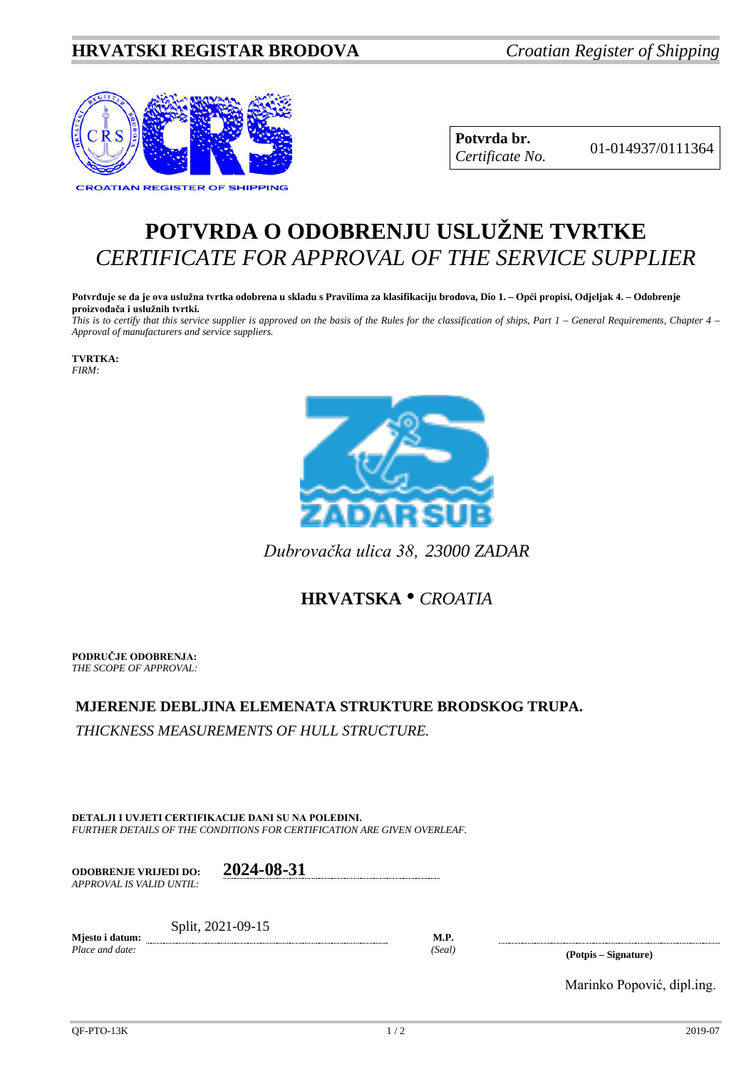**HRVATSKI REGISTAR BRODOVA** *Croatian Register of Shipping*

CROATIAN REGISTER OF SHIPPING

| **Potvrda br.** *Certificate No.* | 01-014937/0111364 |
|---|---|

# POTVRDA O ODOBRENJU USLUŽNE TVRTKE
# *CERTIFICATE FOR APPROVAL OF THE SERVICE SUPPLIER*

**Potvrđuje se da je ova uslužna tvrtka odobrena u skladu s Pravilima za klasifikaciju brodova, Dio 1. – Opći propisi, Odjeljak 4. – Odobrenje proizvođača i uslužnih tvrtki.**
*This is to certify that this service supplier is approved on the basis of the Rules for the classification of ships, Part 1 – General Requirements, Chapter 4 – Approval of manufacturers and service suppliers.*

**TVRTKA:**
*FIRM:*

ZADAR SUB

*Dubrovačka ulica 38, 23000 ZADAR*

## HRVATSKA • *CROATIA*

**PODRUČJE ODOBRENJA:**
*THE SCOPE OF APPROVAL:*

**MJERENJE DEBLJINA ELEMENATA STRUKTURE BRODSKOG TRUPA.**
*THICKNESS MEASUREMENTS OF HULL STRUCTURE.*

**DETALJI I UVJETI CERTIFIKACIJE DANI SU NA POLEĐINI.**
*FURTHER DETAILS OF THE CONDITIONS FOR CERTIFICATION ARE GIVEN OVERLEAF.*

**ODOBRENJE VRIJEDI DO:** *APPROVAL IS VALID UNTIL:* **2024-08-31**

**Mjesto i datum:** *Place and date:* Split, 2021-09-15

**M.P.** *(Seal)*

**(Potpis – Signature)**

Marinko Popović, dipl.ing.

QF-PTO-13K 2019-07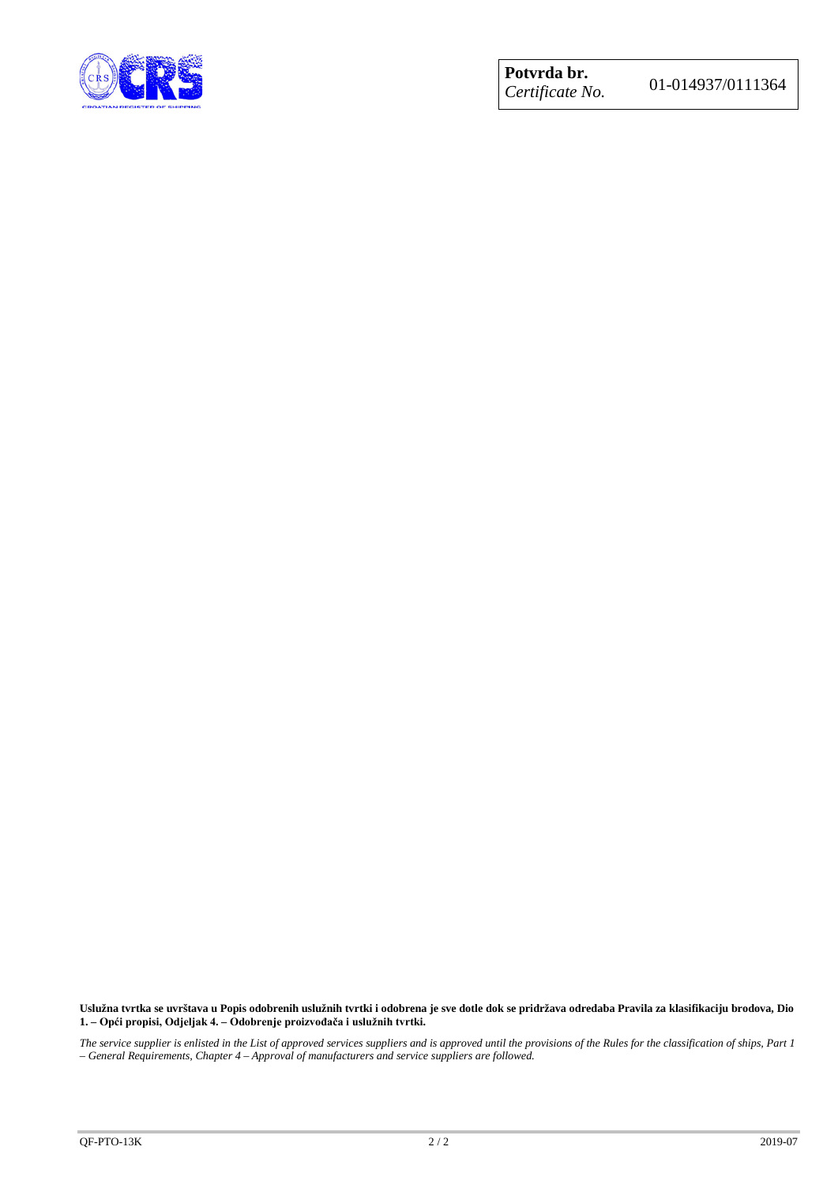| Potvrda br. *Certificate No.* | 01-014937/0111364 |
|---|---|

**Uslužna tvrtka se uvrštava u Popis odobrenih uslužnih tvrtki i odobrena je sve dotle dok se pridržava odredaba Pravila za klasifikaciju brodova, Dio 1. – Opći propisi, Odjeljak 4. – Odobrenje proizvođača i uslužnih tvrtki.**

*The service supplier is enlisted in the List of approved services suppliers and is approved until the provisions of the Rules for the classification of ships, Part 1 – General Requirements, Chapter 4 – Approval of manufacturers and service suppliers are followed.*